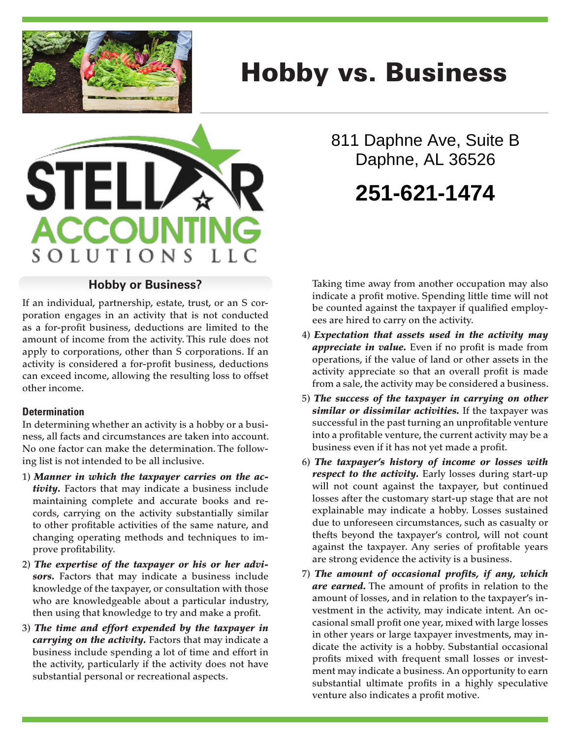# Hobby vs. Business

STELLAR ACCOUNTING SOLUTIONS LLC

811 Daphne Ave, Suite B
Daphne, AL 36526

**251-621-1474**

## Hobby or Business?

If an individual, partnership, estate, trust, or an S corporation engages in an activity that is not conducted as a for-profit business, deductions are limited to the amount of income from the activity. This rule does not apply to corporations, other than S corporations. If an activity is considered a for-profit business, deductions can exceed income, allowing the resulting loss to offset other income.

### Determination

In determining whether an activity is a hobby or a business, all facts and circumstances are taken into account. No one factor can make the determination. The following list is not intended to be all inclusive.

1) ***Manner in which the taxpayer carries on the activity.*** Factors that may indicate a business include maintaining complete and accurate books and records, carrying on the activity substantially similar to other profitable activities of the same nature, and changing operating methods and techniques to improve profitability.
2) ***The expertise of the taxpayer or his or her advisors.*** Factors that may indicate a business include knowledge of the taxpayer, or consultation with those who are knowledgeable about a particular industry, then using that knowledge to try and make a profit.
3) ***The time and effort expended by the taxpayer in carrying on the activity.*** Factors that may indicate a business include spending a lot of time and effort in the activity, particularly if the activity does not have substantial personal or recreational aspects. Taking time away from another occupation may also indicate a profit motive. Spending little time will not be counted against the taxpayer if qualified employees are hired to carry on the activity.
4) ***Expectation that assets used in the activity may appreciate in value.*** Even if no profit is made from operations, if the value of land or other assets in the activity appreciate so that an overall profit is made from a sale, the activity may be considered a business.
5) ***The success of the taxpayer in carrying on other similar or dissimilar activities.*** If the taxpayer was successful in the past turning an unprofitable venture into a profitable venture, the current activity may be a business even if it has not yet made a profit.
6) ***The taxpayer's history of income or losses with respect to the activity.*** Early losses during start-up will not count against the taxpayer, but continued losses after the customary start-up stage that are not explainable may indicate a hobby. Losses sustained due to unforeseen circumstances, such as casualty or thefts beyond the taxpayer's control, will not count against the taxpayer. Any series of profitable years are strong evidence the activity is a business.
7) ***The amount of occasional profits, if any, which are earned.*** The amount of profits in relation to the amount of losses, and in relation to the taxpayer's investment in the activity, may indicate intent. An occasional small profit one year, mixed with large losses in other years or large taxpayer investments, may indicate the activity is a hobby. Substantial occasional profits mixed with frequent small losses or investment may indicate a business. An opportunity to earn substantial ultimate profits in a highly speculative venture also indicates a profit motive.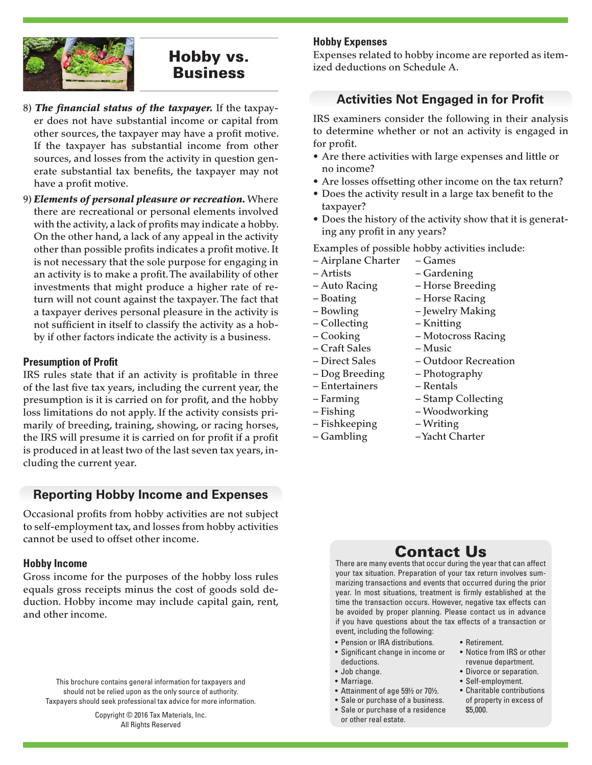# Hobby vs. Business

8) ***The financial status of the taxpayer.*** If the taxpayer does not have substantial income or capital from other sources, the taxpayer may have a profit motive. If the taxpayer has substantial income from other sources, and losses from the activity in question generate substantial tax benefits, the taxpayer may not have a profit motive.

9) ***Elements of personal pleasure or recreation.*** Where there are recreational or personal elements involved with the activity, a lack of profits may indicate a hobby. On the other hand, a lack of any appeal in the activity other than possible profits indicates a profit motive. It is not necessary that the sole purpose for engaging in an activity is to make a profit. The availability of other investments that might produce a higher rate of return will not count against the taxpayer. The fact that a taxpayer derives personal pleasure in the activity is not sufficient in itself to classify the activity as a hobby if other factors indicate the activity is a business.

### Presumption of Profit

IRS rules state that if an activity is profitable in three of the last five tax years, including the current year, the presumption is it is carried on for profit, and the hobby loss limitations do not apply. If the activity consists primarily of breeding, training, showing, or racing horses, the IRS will presume it is carried on for profit if a profit is produced in at least two of the last seven tax years, including the current year.

## Reporting Hobby Income and Expenses

Occasional profits from hobby activities are not subject to self-employment tax, and losses from hobby activities cannot be used to offset other income.

### Hobby Income

Gross income for the purposes of the hobby loss rules equals gross receipts minus the cost of goods sold deduction. Hobby income may include capital gain, rent, and other income.

### Hobby Expenses

Expenses related to hobby income are reported as itemized deductions on Schedule A.

## Activities Not Engaged in for Profit

IRS examiners consider the following in their analysis to determine whether or not an activity is engaged in for profit.

- Are there activities with large expenses and little or no income?
- Are losses offsetting other income on the tax return?
- Does the activity result in a large tax benefit to the taxpayer?
- Does the history of the activity show that it is generating any profit in any years?

Examples of possible hobby activities include:

- Airplane Charter
- Artists
- Auto Racing
- Boating
- Bowling
- Collecting
- Cooking
- Craft Sales
- Direct Sales
- Dog Breeding
- Entertainers
- Farming
- Fishing
- Fishkeeping
- Gambling
- Games
- Gardening
- Horse Breeding
- Horse Racing
- Jewelry Making
- Knitting
- Motocross Racing
- Music
- Outdoor Recreation
- Photography
- Rentals
- Stamp Collecting
- Woodworking
- Writing
- Yacht Charter

## Contact Us

There are many events that occur during the year that can affect your tax situation. Preparation of your tax return involves summarizing transactions and events that occurred during the prior year. In most situations, treatment is firmly established at the time the transaction occurs. However, negative tax effects can be avoided by proper planning. Please contact us in advance if you have questions about the tax effects of a transaction or event, including the following:

- Pension or IRA distributions.
- Significant change in income or deductions.
- Job change.
- Marriage.
- Attainment of age 59½ or 70½.
- Sale or purchase of a business.
- Sale or purchase of a residence or other real estate.
- Retirement.
- Notice from IRS or other revenue department.
- Divorce or separation.
- Self-employment.
- Charitable contributions of property in excess of $5,000.

This brochure contains general information for taxpayers and should not be relied upon as the only source of authority. Taxpayers should seek professional tax advice for more information.

Copyright © 2016 Tax Materials, Inc.
All Rights Reserved